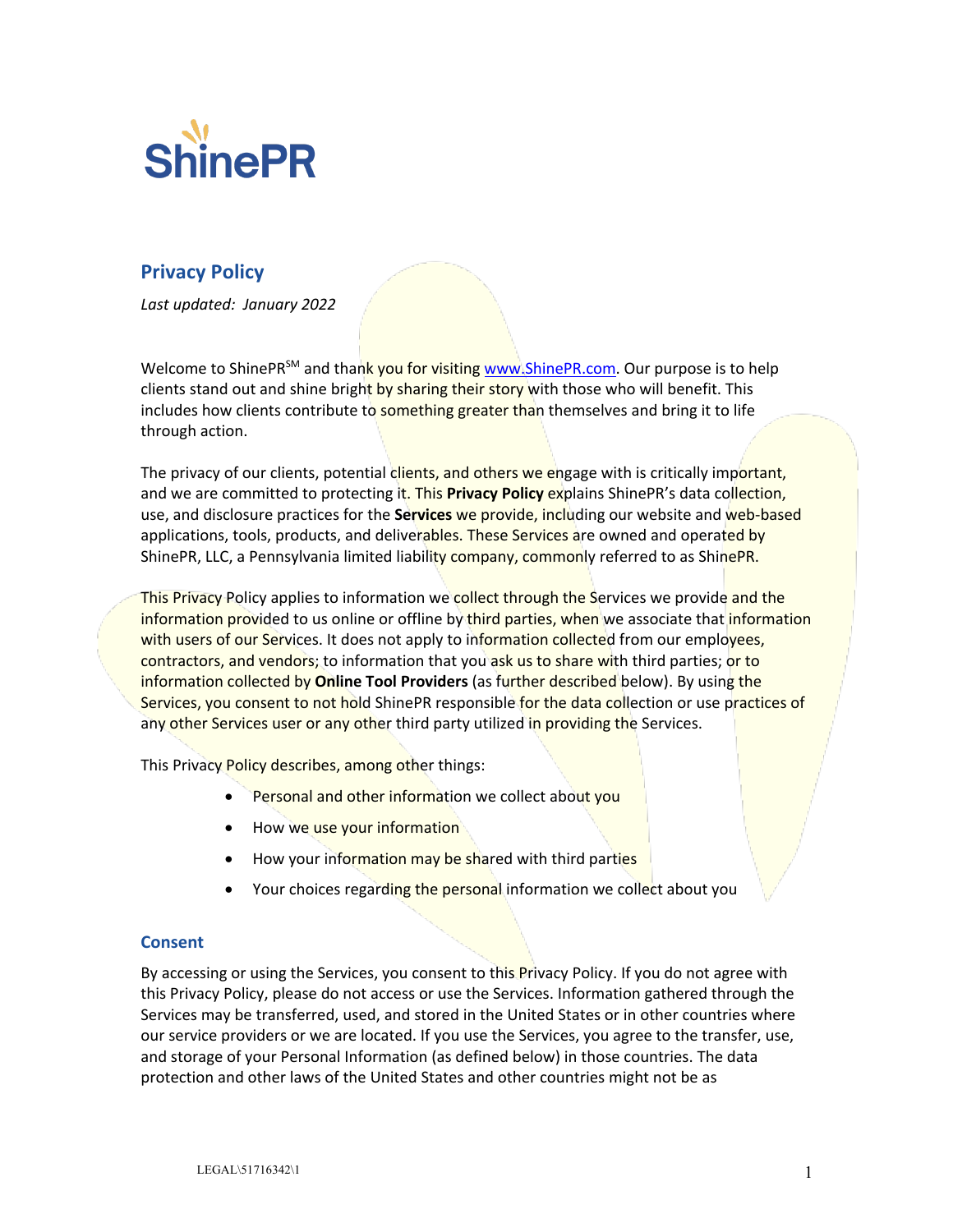ShinePR

## Privacy Policy

*Last updated: January 2022*

Welcome to ShinePR[SM] and thank you for visiting www.ShinePR.com. Our purpose is to help clients stand out and shine bright by sharing their story with those who will benefit. This includes how clients contribute to something greater than themselves and bring it to life through action.

The privacy of our clients, potential clients, and others we engage with is critically important, and we are committed to protecting it. This **Privacy Policy** explains ShinePR's data collection, use, and disclosure practices for the **Services** we provide, including our website and web-based applications, tools, products, and deliverables. These Services are owned and operated by ShinePR, LLC, a Pennsylvania limited liability company, commonly referred to as ShinePR.

This Privacy Policy applies to information we collect through the Services we provide and the information provided to us online or offline by third parties, when we associate that information with users of our Services. It does not apply to information collected from our employees, contractors, and vendors; to information that you ask us to share with third parties; or to information collected by **Online Tool Providers** (as further described below). By using the Services, you consent to not hold ShinePR responsible for the data collection or use practices of any other Services user or any other third party utilized in providing the Services.

This Privacy Policy describes, among other things:

- Personal and other information we collect about you
- How we use your information
- How your information may be shared with third parties
- Your choices regarding the personal information we collect about you

### Consent

By accessing or using the Services, you consent to this Privacy Policy. If you do not agree with this Privacy Policy, please do not access or use the Services. Information gathered through the Services may be transferred, used, and stored in the United States or in other countries where our service providers or we are located. If you use the Services, you agree to the transfer, use, and storage of your Personal Information (as defined below) in those countries. The data protection and other laws of the United States and other countries might not be as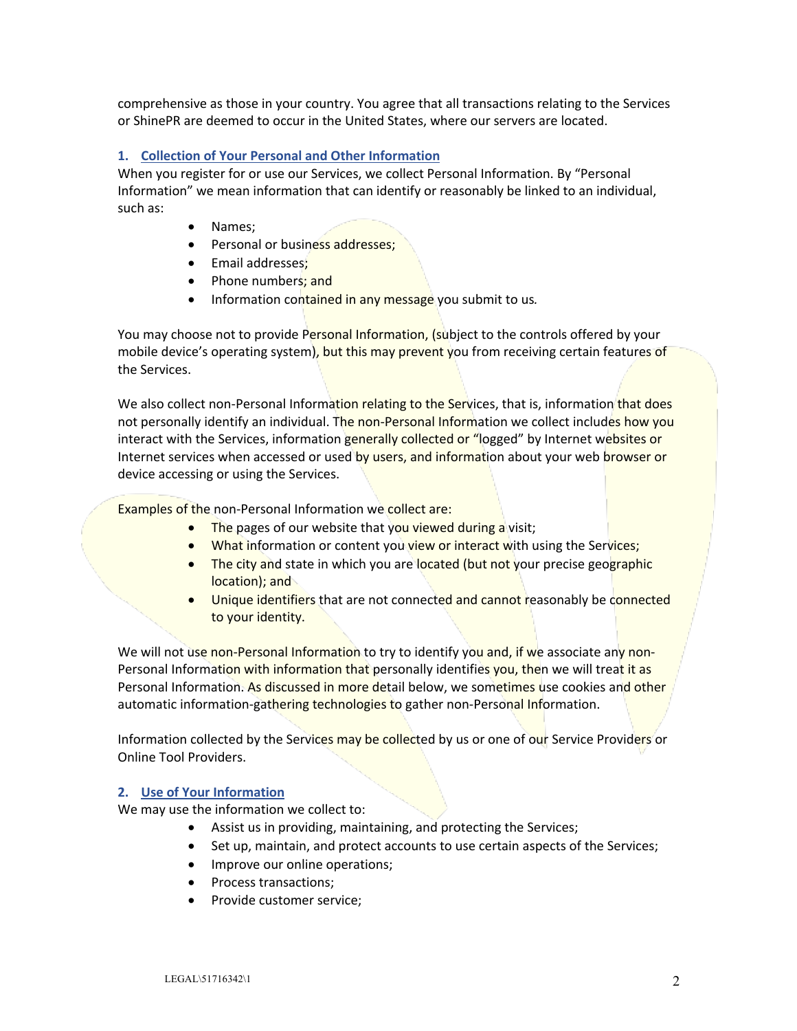comprehensive as those in your country. You agree that all transactions relating to the Services or ShinePR are deemed to occur in the United States, where our servers are located.

## 1. Collection of Your Personal and Other Information

When you register for or use our Services, we collect Personal Information. By "Personal Information" we mean information that can identify or reasonably be linked to an individual, such as:

- Names;
- Personal or business addresses;
- Email addresses;
- Phone numbers; and
- Information contained in any message you submit to us.

You may choose not to provide Personal Information, (subject to the controls offered by your mobile device's operating system), but this may prevent you from receiving certain features of the Services.

We also collect non-Personal Information relating to the Services, that is, information that does not personally identify an individual. The non-Personal Information we collect includes how you interact with the Services, information generally collected or "logged" by Internet websites or Internet services when accessed or used by users, and information about your web browser or device accessing or using the Services.

Examples of the non-Personal Information we collect are:

- The pages of our website that you viewed during a visit;
- What information or content you view or interact with using the Services;
- The city and state in which you are located (but not your precise geographic location); and
- Unique identifiers that are not connected and cannot reasonably be connected to your identity.

We will not use non-Personal Information to try to identify you and, if we associate any non-Personal Information with information that personally identifies you, then we will treat it as Personal Information. As discussed in more detail below, we sometimes use cookies and other automatic information-gathering technologies to gather non-Personal Information.

Information collected by the Services may be collected by us or one of our Service Providers or Online Tool Providers.

## 2. Use of Your Information

We may use the information we collect to:

- Assist us in providing, maintaining, and protecting the Services;
- Set up, maintain, and protect accounts to use certain aspects of the Services;
- Improve our online operations;
- Process transactions;
- Provide customer service;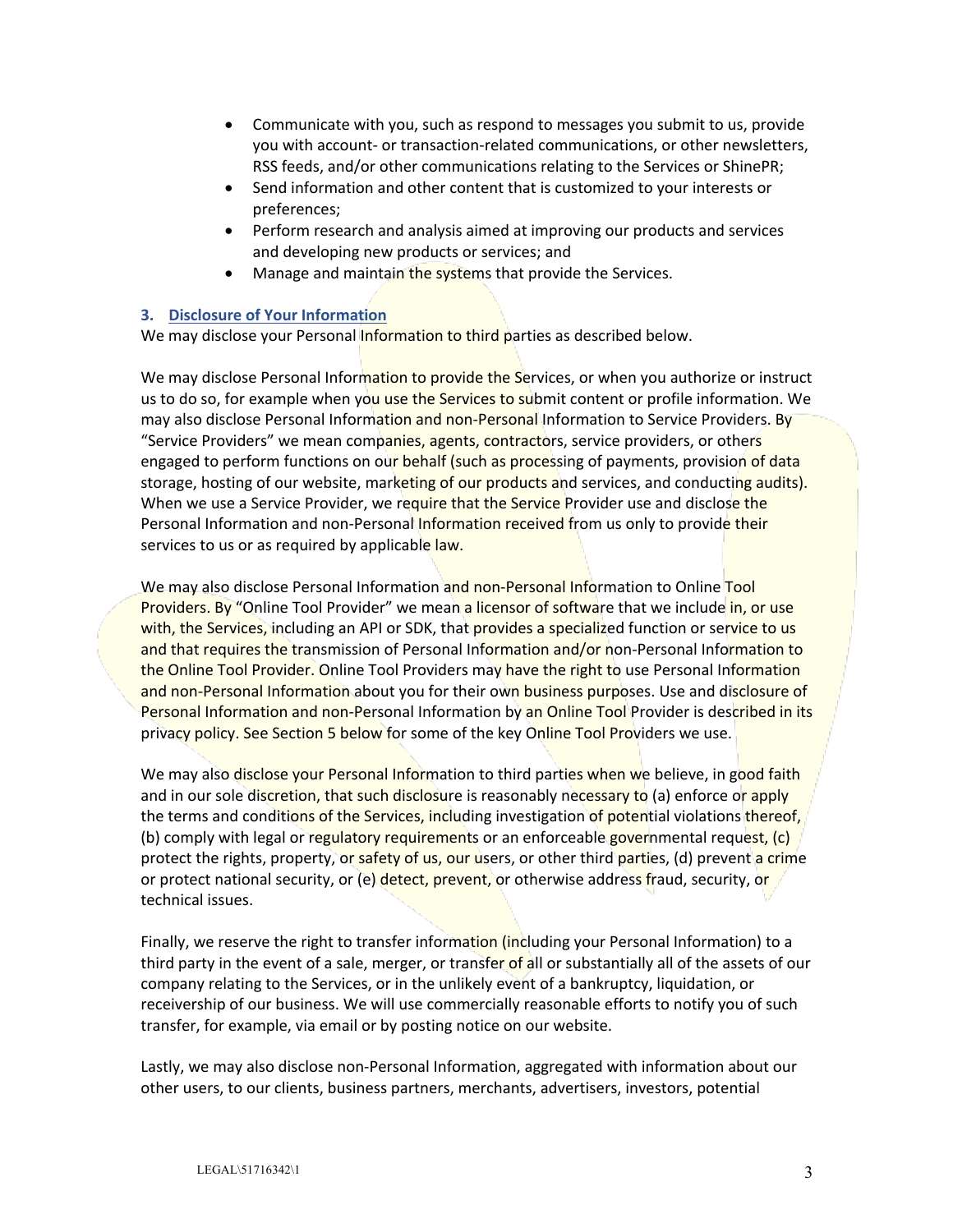- Communicate with you, such as respond to messages you submit to us, provide you with account- or transaction-related communications, or other newsletters, RSS feeds, and/or other communications relating to the Services or ShinePR;
- Send information and other content that is customized to your interests or preferences;
- Perform research and analysis aimed at improving our products and services and developing new products or services; and
- Manage and maintain the systems that provide the Services.

### 3. Disclosure of Your Information

We may disclose your Personal Information to third parties as described below.

We may disclose Personal Information to provide the Services, or when you authorize or instruct us to do so, for example when you use the Services to submit content or profile information. We may also disclose Personal Information and non-Personal Information to Service Providers. By "Service Providers" we mean companies, agents, contractors, service providers, or others engaged to perform functions on our behalf (such as processing of payments, provision of data storage, hosting of our website, marketing of our products and services, and conducting audits). When we use a Service Provider, we require that the Service Provider use and disclose the Personal Information and non-Personal Information received from us only to provide their services to us or as required by applicable law.

We may also disclose Personal Information and non-Personal Information to Online Tool Providers. By "Online Tool Provider" we mean a licensor of software that we include in, or use with, the Services, including an API or SDK, that provides a specialized function or service to us and that requires the transmission of Personal Information and/or non-Personal Information to the Online Tool Provider. Online Tool Providers may have the right to use Personal Information and non-Personal Information about you for their own business purposes. Use and disclosure of Personal Information and non-Personal Information by an Online Tool Provider is described in its privacy policy. See Section 5 below for some of the key Online Tool Providers we use.

We may also disclose your Personal Information to third parties when we believe, in good faith and in our sole discretion, that such disclosure is reasonably necessary to (a) enforce or apply the terms and conditions of the Services, including investigation of potential violations thereof, (b) comply with legal or regulatory requirements or an enforceable governmental request, (c) protect the rights, property, or safety of us, our users, or other third parties, (d) prevent a crime or protect national security, or (e) detect, prevent, or otherwise address fraud, security, or technical issues.

Finally, we reserve the right to transfer information (including your Personal Information) to a third party in the event of a sale, merger, or transfer of all or substantially all of the assets of our company relating to the Services, or in the unlikely event of a bankruptcy, liquidation, or receivership of our business. We will use commercially reasonable efforts to notify you of such transfer, for example, via email or by posting notice on our website.

Lastly, we may also disclose non-Personal Information, aggregated with information about our other users, to our clients, business partners, merchants, advertisers, investors, potential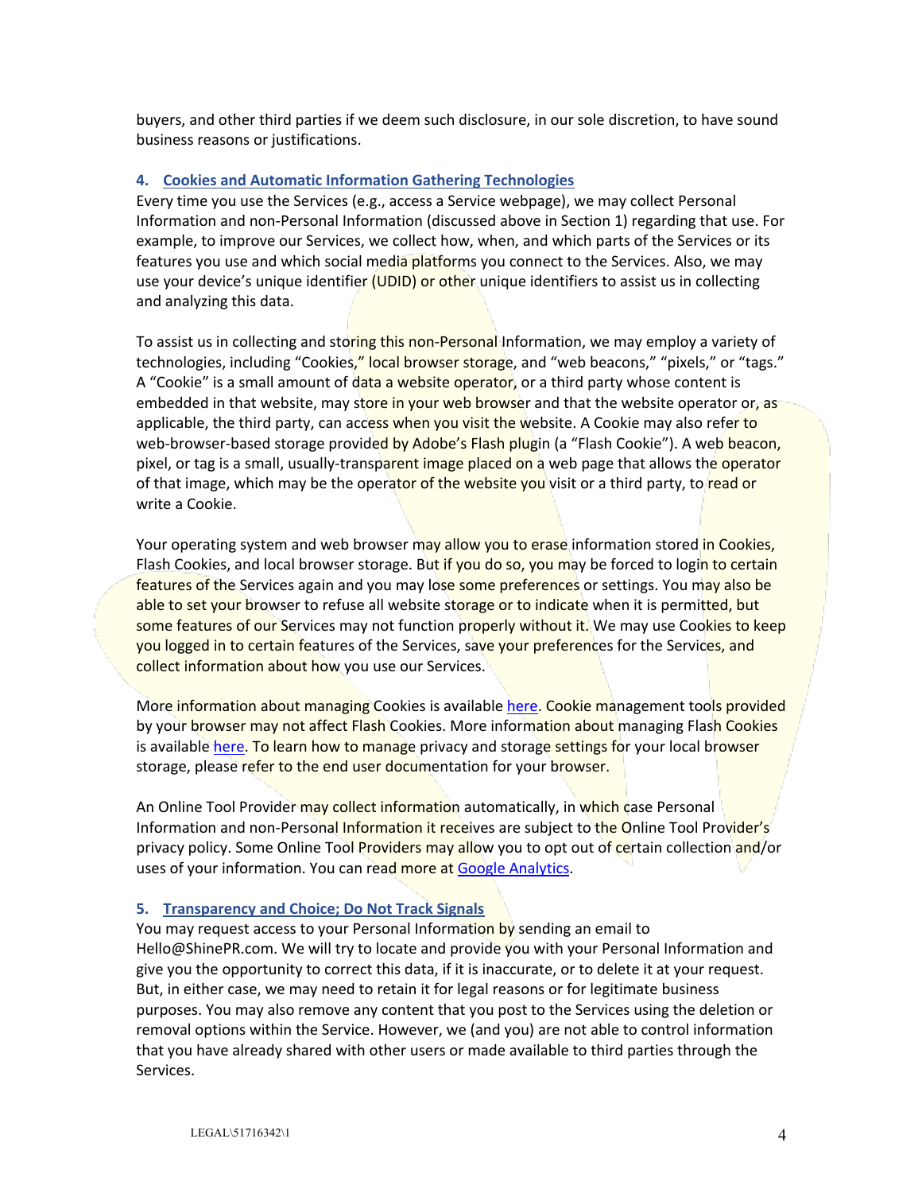buyers, and other third parties if we deem such disclosure, in our sole discretion, to have sound business reasons or justifications.

### 4. Cookies and Automatic Information Gathering Technologies

Every time you use the Services (e.g., access a Service webpage), we may collect Personal Information and non-Personal Information (discussed above in Section 1) regarding that use. For example, to improve our Services, we collect how, when, and which parts of the Services or its features you use and which social media platforms you connect to the Services. Also, we may use your device's unique identifier (UDID) or other unique identifiers to assist us in collecting and analyzing this data.

To assist us in collecting and storing this non-Personal Information, we may employ a variety of technologies, including "Cookies," local browser storage, and "web beacons," "pixels," or "tags." A "Cookie" is a small amount of data a website operator, or a third party whose content is embedded in that website, may store in your web browser and that the website operator or, as applicable, the third party, can access when you visit the website. A Cookie may also refer to web-browser-based storage provided by Adobe's Flash plugin (a "Flash Cookie"). A web beacon, pixel, or tag is a small, usually-transparent image placed on a web page that allows the operator of that image, which may be the operator of the website you visit or a third party, to read or write a Cookie.

Your operating system and web browser may allow you to erase information stored in Cookies, Flash Cookies, and local browser storage. But if you do so, you may be forced to login to certain features of the Services again and you may lose some preferences or settings. You may also be able to set your browser to refuse all website storage or to indicate when it is permitted, but some features of our Services may not function properly without it. We may use Cookies to keep you logged in to certain features of the Services, save your preferences for the Services, and collect information about how you use our Services.

More information about managing Cookies is available here. Cookie management tools provided by your browser may not affect Flash Cookies. More information about managing Flash Cookies is available here. To learn how to manage privacy and storage settings for your local browser storage, please refer to the end user documentation for your browser.

An Online Tool Provider may collect information automatically, in which case Personal Information and non-Personal Information it receives are subject to the Online Tool Provider's privacy policy. Some Online Tool Providers may allow you to opt out of certain collection and/or uses of your information. You can read more at Google Analytics.

### 5. Transparency and Choice; Do Not Track Signals

You may request access to your Personal Information by sending an email to Hello@ShinePR.com. We will try to locate and provide you with your Personal Information and give you the opportunity to correct this data, if it is inaccurate, or to delete it at your request. But, in either case, we may need to retain it for legal reasons or for legitimate business purposes. You may also remove any content that you post to the Services using the deletion or removal options within the Service. However, we (and you) are not able to control information that you have already shared with other users or made available to third parties through the Services.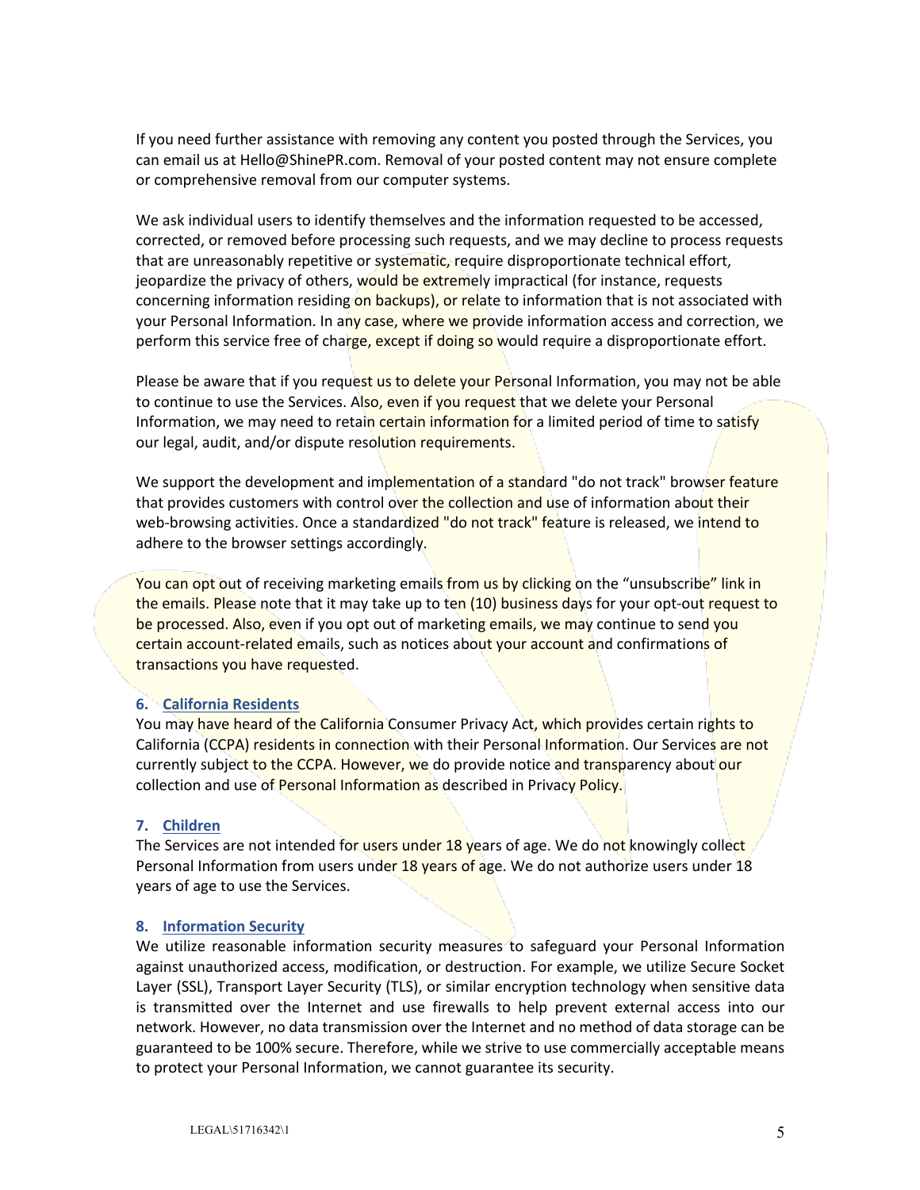If you need further assistance with removing any content you posted through the Services, you can email us at Hello@ShinePR.com. Removal of your posted content may not ensure complete or comprehensive removal from our computer systems.

We ask individual users to identify themselves and the information requested to be accessed, corrected, or removed before processing such requests, and we may decline to process requests that are unreasonably repetitive or systematic, require disproportionate technical effort, jeopardize the privacy of others, would be extremely impractical (for instance, requests concerning information residing on backups), or relate to information that is not associated with your Personal Information. In any case, where we provide information access and correction, we perform this service free of charge, except if doing so would require a disproportionate effort.

Please be aware that if you request us to delete your Personal Information, you may not be able to continue to use the Services. Also, even if you request that we delete your Personal Information, we may need to retain certain information for a limited period of time to satisfy our legal, audit, and/or dispute resolution requirements.

We support the development and implementation of a standard "do not track" browser feature that provides customers with control over the collection and use of information about their web-browsing activities. Once a standardized "do not track" feature is released, we intend to adhere to the browser settings accordingly.

You can opt out of receiving marketing emails from us by clicking on the “unsubscribe” link in the emails. Please note that it may take up to ten (10) business days for your opt-out request to be processed. Also, even if you opt out of marketing emails, we may continue to send you certain account-related emails, such as notices about your account and confirmations of transactions you have requested.

### 6. California Residents

You may have heard of the California Consumer Privacy Act, which provides certain rights to California (CCPA) residents in connection with their Personal Information. Our Services are not currently subject to the CCPA. However, we do provide notice and transparency about our collection and use of Personal Information as described in Privacy Policy.

### 7. Children

The Services are not intended for users under 18 years of age. We do not knowingly collect Personal Information from users under 18 years of age. We do not authorize users under 18 years of age to use the Services.

### 8. Information Security

We utilize reasonable information security measures to safeguard your Personal Information against unauthorized access, modification, or destruction. For example, we utilize Secure Socket Layer (SSL), Transport Layer Security (TLS), or similar encryption technology when sensitive data is transmitted over the Internet and use firewalls to help prevent external access into our network. However, no data transmission over the Internet and no method of data storage can be guaranteed to be 100% secure. Therefore, while we strive to use commercially acceptable means to protect your Personal Information, we cannot guarantee its security.

LEGAL\51716342\1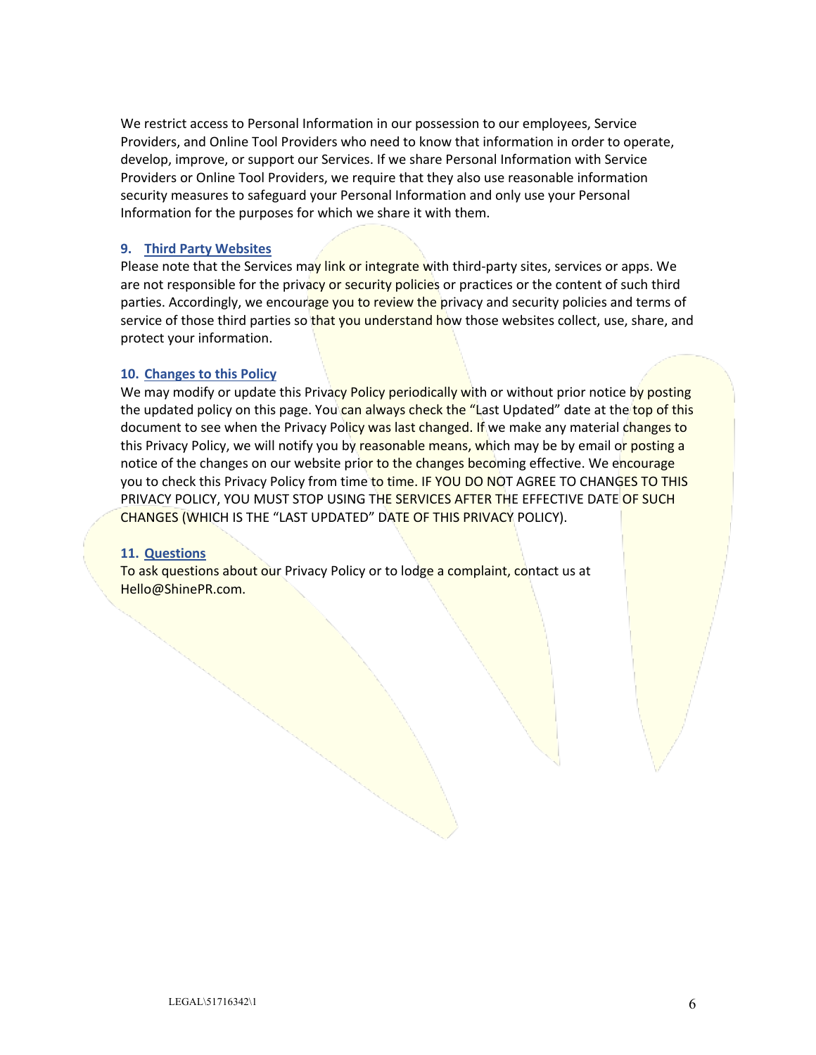We restrict access to Personal Information in our possession to our employees, Service Providers, and Online Tool Providers who need to know that information in order to operate, develop, improve, or support our Services. If we share Personal Information with Service Providers or Online Tool Providers, we require that they also use reasonable information security measures to safeguard your Personal Information and only use your Personal Information for the purposes for which we share it with them.

### 9. Third Party Websites

Please note that the Services may link or integrate with third-party sites, services or apps. We are not responsible for the privacy or security policies or practices or the content of such third parties. Accordingly, we encourage you to review the privacy and security policies and terms of service of those third parties so that you understand how those websites collect, use, share, and protect your information.

### 10. Changes to this Policy

We may modify or update this Privacy Policy periodically with or without prior notice by posting the updated policy on this page. You can always check the "Last Updated" date at the top of this document to see when the Privacy Policy was last changed. If we make any material changes to this Privacy Policy, we will notify you by reasonable means, which may be by email or posting a notice of the changes on our website prior to the changes becoming effective. We encourage you to check this Privacy Policy from time to time. IF YOU DO NOT AGREE TO CHANGES TO THIS PRIVACY POLICY, YOU MUST STOP USING THE SERVICES AFTER THE EFFECTIVE DATE OF SUCH CHANGES (WHICH IS THE "LAST UPDATED" DATE OF THIS PRIVACY POLICY).

### 11. Questions

To ask questions about our Privacy Policy or to lodge a complaint, contact us at Hello@ShinePR.com.

LEGAL\51716342\1